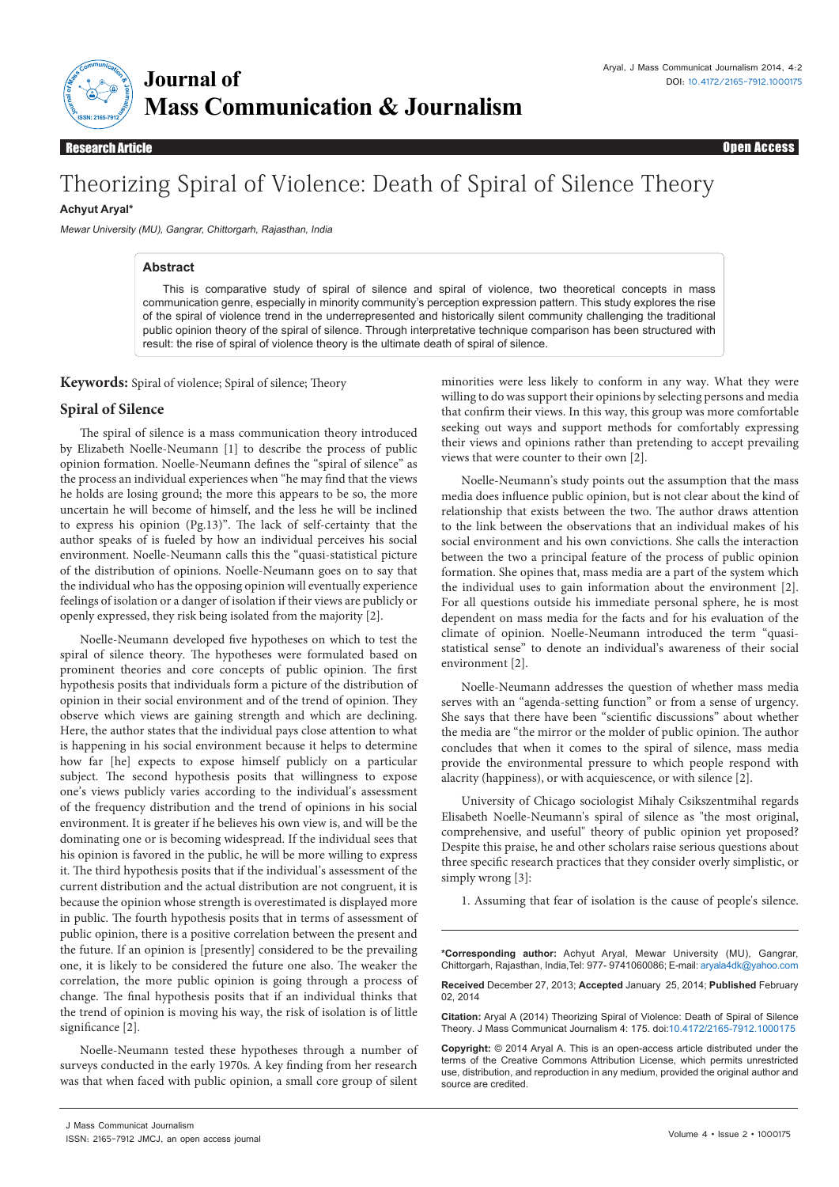Research Article — Open Access

# Theorizing Spiral of Violence: Death of Spiral of Silence Theory

**Achyut Aryal***

*Mewar University (MU), Gangrar, Chittorgarh, Rajasthan, India*

## Abstract

This is comparative study of spiral of silence and spiral of violence, two theoretical concepts in mass communication genre, especially in minority community's perception expression pattern. This study explores the rise of the spiral of violence trend in the underrepresented and historically silent community challenging the traditional public opinion theory of the spiral of silence. Through interpretative technique comparison has been structured with result: the rise of spiral of violence theory is the ultimate death of spiral of silence.

**Keywords:** Spiral of violence; Spiral of silence; Theory

## Spiral of Silence

The spiral of silence is a mass communication theory introduced by Elizabeth Noelle-Neumann [1] to describe the process of public opinion formation. Noelle-Neumann defines the "spiral of silence" as the process an individual experiences when "he may find that the views he holds are losing ground; the more this appears to be so, the more uncertain he will become of himself, and the less he will be inclined to express his opinion (Pg.13)". The lack of self-certainty that the author speaks of is fueled by how an individual perceives his social environment. Noelle-Neumann calls this the "quasi-statistical picture of the distribution of opinions. Noelle-Neumann goes on to say that the individual who has the opposing opinion will eventually experience feelings of isolation or a danger of isolation if their views are publicly or openly expressed, they risk being isolated from the majority [2].

Noelle-Neumann developed five hypotheses on which to test the spiral of silence theory. The hypotheses were formulated based on prominent theories and core concepts of public opinion. The first hypothesis posits that individuals form a picture of the distribution of opinion in their social environment and of the trend of opinion. They observe which views are gaining strength and which are declining. Here, the author states that the individual pays close attention to what is happening in his social environment because it helps to determine how far [he] expects to expose himself publicly on a particular subject. The second hypothesis posits that willingness to expose one's views publicly varies according to the individual's assessment of the frequency distribution and the trend of opinions in his social environment. It is greater if he believes his own view is, and will be the dominating one or is becoming widespread. If the individual sees that his opinion is favored in the public, he will be more willing to express it. The third hypothesis posits that if the individual's assessment of the current distribution and the actual distribution are not congruent, it is because the opinion whose strength is overestimated is displayed more in public. The fourth hypothesis posits that in terms of assessment of public opinion, there is a positive correlation between the present and the future. If an opinion is [presently] considered to be the prevailing one, it is likely to be considered the future one also. The weaker the correlation, the more public opinion is going through a process of change. The final hypothesis posits that if an individual thinks that the trend of opinion is moving his way, the risk of isolation is of little significance [2].

Noelle-Neumann tested these hypotheses through a number of surveys conducted in the early 1970s. A key finding from her research was that when faced with public opinion, a small core group of silent minorities were less likely to conform in any way. What they were willing to do was support their opinions by selecting persons and media that confirm their views. In this way, this group was more comfortable seeking out ways and support methods for comfortably expressing their views and opinions rather than pretending to accept prevailing views that were counter to their own [2].

Noelle-Neumann's study points out the assumption that the mass media does influence public opinion, but is not clear about the kind of relationship that exists between the two. The author draws attention to the link between the observations that an individual makes of his social environment and his own convictions. She calls the interaction between the two a principal feature of the process of public opinion formation. She opines that, mass media are a part of the system which the individual uses to gain information about the environment [2]. For all questions outside his immediate personal sphere, he is most dependent on mass media for the facts and for his evaluation of the climate of opinion. Noelle-Neumann introduced the term "quasi-statistical sense" to denote an individual's awareness of their social environment [2].

Noelle-Neumann addresses the question of whether mass media serves with an "agenda-setting function" or from a sense of urgency. She says that there have been "scientific discussions" about whether the media are "the mirror or the molder of public opinion. The author concludes that when it comes to the spiral of silence, mass media provide the environmental pressure to which people respond with alacrity (happiness), or with acquiescence, or with silence [2].

University of Chicago sociologist Mihaly Csikszentmihal regards Elisabeth Noelle-Neumann's spiral of silence as "the most original, comprehensive, and useful" theory of public opinion yet proposed? Despite this praise, he and other scholars raise serious questions about three specific research practices that they consider overly simplistic, or simply wrong [3]:

1. Assuming that fear of isolation is the cause of people's silence.

---

***Corresponding author:** Achyut Aryal, Mewar University (MU), Gangrar, Chittorgarh, Rajasthan, India,Tel: 977- 9741060086; E-mail: aryala4dk@yahoo.com

**Received** December 27, 2013; **Accepted** January 25, 2014; **Published** February 02, 2014

**Citation:** Aryal A (2014) Theorizing Spiral of Violence: Death of Spiral of Silence Theory. J Mass Communicat Journalism 4: 175. doi:10.4172/2165-7912.1000175

**Copyright:** © 2014 Aryal A. This is an open-access article distributed under the terms of the Creative Commons Attribution License, which permits unrestricted use, distribution, and reproduction in any medium, provided the original author and source are credited.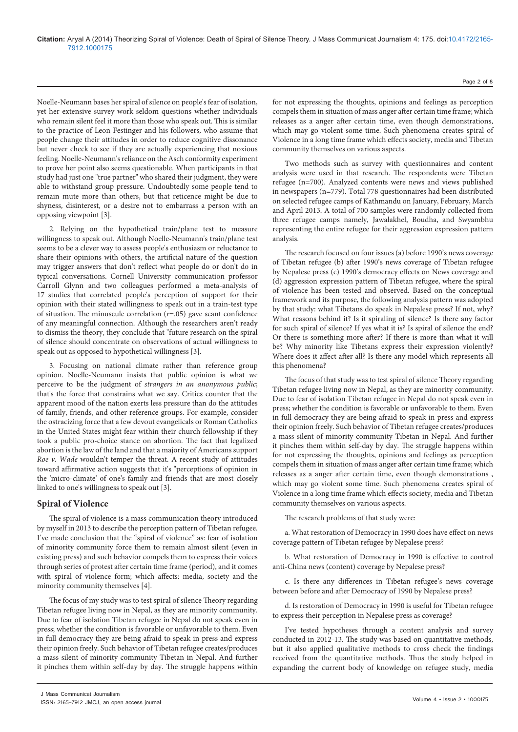Noelle-Neumann bases her spiral of silence on people's fear of isolation, yet her extensive survey work seldom questions whether individuals who remain silent feel it more than those who speak out. This is similar to the practice of Leon Festinger and his followers, who assume that people change their attitudes in order to reduce cognitive dissonance but never check to see if they are actually experiencing that noxious feeling. Noelle-Neumann's reliance on the Asch conformity experiment to prove her point also seems questionable. When participants in that study had just one "true partner" who shared their judgment, they were able to withstand group pressure. Undoubtedly some people tend to remain mute more than others, but that reticence might be due to shyness, disinterest, or a desire not to embarrass a person with an opposing viewpoint [3].

2. Relying on the hypothetical train/plane test to measure willingness to speak out. Although Noelle-Neumann's train/plane test seems to be a clever way to assess people's enthusiasm or reluctance to share their opinions with others, the artificial nature of the question may trigger answers that don't reflect what people do or don't do in typical conversations. Cornell University communication professor Carroll Glynn and two colleagues performed a meta-analysis of 17 studies that correlated people's perception of support for their opinion with their stated willingness to speak out in a train-test type of situation. The minuscule correlation ($r$=.05) gave scant confidence of any meaningful connection. Although the researchers aren't ready to dismiss the theory, they conclude that "future research on the spiral of silence should concentrate on observations of actual willingness to speak out as opposed to hypothetical willingness [3].

3. Focusing on national climate rather than reference group opinion. Noelle-Neumann insists that public opinion is what we perceive to be the judgment of *strangers in an anonymous public*; that's the force that constrains what we say. Critics counter that the apparent mood of the nation exerts less pressure than do the attitudes of family, friends, and other reference groups. For example, consider the ostracizing force that a few devout evangelicals or Roman Catholics in the United States might fear within their church fellowship if they took a public pro-choice stance on abortion. The fact that legalized abortion is the law of the land and that a majority of Americans support *Roe v. Wade* wouldn't temper the threat. A recent study of attitudes toward affirmative action suggests that it's "perceptions of opinion in the 'micro-climate' of one's family and friends that are most closely linked to one's willingness to speak out [3].

## Spiral of Violence

The spiral of violence is a mass communication theory introduced by myself in 2013 to describe the perception pattern of Tibetan refugee. I've made conclusion that the "spiral of violence" as: fear of isolation of minority community force them to remain almost silent (even in existing press) and such behavior compels them to express their voices through series of protest after certain time frame (period), and it comes with spiral of violence form; which affects: media, society and the minority community themselves [4].

The focus of my study was to test spiral of silence Theory regarding Tibetan refugee living now in Nepal, as they are minority community. Due to fear of isolation Tibetan refugee in Nepal do not speak even in press; whether the condition is favorable or unfavorable to them. Even in full democracy they are being afraid to speak in press and express their opinion freely. Such behavior of Tibetan refugee creates/produces a mass silent of minority community Tibetan in Nepal. And further it pinches them within self-day by day. The struggle happens within for not expressing the thoughts, opinions and feelings as perception compels them in situation of mass anger after certain time frame; which releases as a anger after certain time, even though demonstrations, which may go violent some time. Such phenomena creates spiral of Violence in a long time frame which effects society, media and Tibetan community themselves on various aspects.

Two methods such as survey with questionnaires and content analysis were used in that research. The respondents were Tibetan refugee (n=700). Analyzed contents were news and views published in newspapers (n=779). Total 778 questionnaires had been distributed on selected refugee camps of Kathmandu on January, February, March and April 2013. A total of 700 samples were randomly collected from three refugee camps namely, Jawalakhel, Boudha, and Swyambhu representing the entire refugee for their aggression expression pattern analysis.

The research focused on four issues (a) before 1990's news coverage of Tibetan refugee (b) after 1990's news coverage of Tibetan refugee by Nepalese press (c) 1990's democracy effects on News coverage and (d) aggression expression pattern of Tibetan refugee, where the spiral of violence has been tested and observed. Based on the conceptual framework and its purpose, the following analysis pattern was adopted by that study: what Tibetans do speak in Nepalese press? If not, why? What reasons behind it? Is it spiraling of silence? Is there any factor for such spiral of silence? If yes what it is? Is spiral of silence the end? Or there is something more after? If there is more than what it will be? Why minority like Tibetans express their expression violently? Where does it affect after all? Is there any model which represents all this phenomena?

The focus of that study was to test spiral of silence Theory regarding Tibetan refugee living now in Nepal, as they are minority community. Due to fear of isolation Tibetan refugee in Nepal do not speak even in press; whether the condition is favorable or unfavorable to them. Even in full democracy they are being afraid to speak in press and express their opinion freely. Such behavior of Tibetan refugee creates/produces a mass silent of minority community Tibetan in Nepal. And further it pinches them within self-day by day. The struggle happens within for not expressing the thoughts, opinions and feelings as perception compels them in situation of mass anger after certain time frame; which releases as a anger after certain time, even though demonstrations , which may go violent some time. Such phenomena creates spiral of Violence in a long time frame which effects society, media and Tibetan community themselves on various aspects.

The research problems of that study were:

a. What restoration of Democracy in 1990 does have effect on news coverage pattern of Tibetan refugee by Nepalese press?

b. What restoration of Democracy in 1990 is effective to control anti-China news (content) coverage by Nepalese press?

c. Is there any differences in Tibetan refugee's news coverage between before and after Democracy of 1990 by Nepalese press?

d. Is restoration of Democracy in 1990 is useful for Tibetan refugee to express their perception in Nepalese press as coverage?

I've tested hypotheses through a content analysis and survey conducted in 2012-13. The study was based on quantitative methods, but it also applied qualitative methods to cross check the findings received from the quantitative methods. Thus the study helped in expanding the current body of knowledge on refugee study, media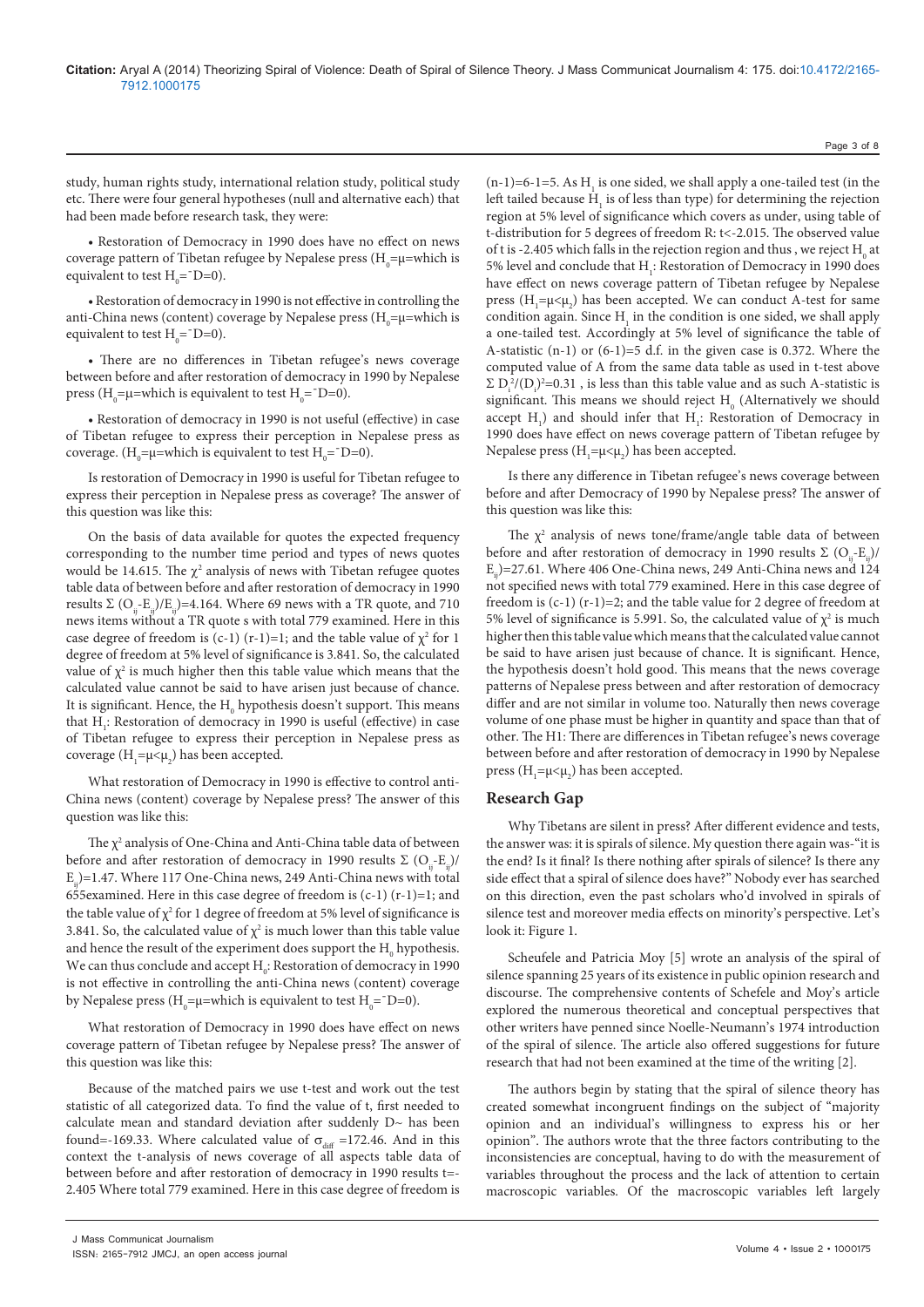study, human rights study, international relation study, political study etc. There were four general hypotheses (null and alternative each) that had been made before research task, they were:

- Restoration of Democracy in 1990 does have no effect on news coverage pattern of Tibetan refugee by Nepalese press ($H_0$=μ=which is equivalent to test $H_0$=¯D=0).

- Restoration of democracy in 1990 is not effective in controlling the anti-China news (content) coverage by Nepalese press ($H_0$=μ=which is equivalent to test $H_0$=¯D=0).

- There are no differences in Tibetan refugee's news coverage between before and after restoration of democracy in 1990 by Nepalese press ($H_0$=μ=which is equivalent to test $H_0$=¯D=0).

- Restoration of democracy in 1990 is not useful (effective) in case of Tibetan refugee to express their perception in Nepalese press as coverage. ($H_0$=μ=which is equivalent to test $H_0$=¯D=0).

Is restoration of Democracy in 1990 is useful for Tibetan refugee to express their perception in Nepalese press as coverage? The answer of this question was like this:

On the basis of data available for quotes the expected frequency corresponding to the number time period and types of news quotes would be 14.615. The $\chi^2$ analysis of news with Tibetan refugee quotes table data of between before and after restoration of democracy in 1990 results $\Sigma (O_{ij}-E_{ij})/E_{ij}$)=4.164. Where 69 news with a TR quote, and 710 news items without a TR quote s with total 779 examined. Here in this case degree of freedom is (c-1) (r-1)=1; and the table value of $\chi^2$ for 1 degree of freedom at 5% level of significance is 3.841. So, the calculated value of $\chi^2$ is much higher then this table value which means that the calculated value cannot be said to have arisen just because of chance. It is significant. Hence, the $H_0$ hypothesis doesn't support. This means that $H_1$: Restoration of democracy in 1990 is useful (effective) in case of Tibetan refugee to express their perception in Nepalese press as coverage ($H_1$=$\mu$<$\mu_2$) has been accepted.

What restoration of Democracy in 1990 is effective to control anti-China news (content) coverage by Nepalese press? The answer of this question was like this:

The $\chi^2$ analysis of One-China and Anti-China table data of between before and after restoration of democracy in 1990 results $\Sigma (O_{ij}-E_{ij})/E_{ij}$)=1.47. Where 117 One-China news, 249 Anti-China news with total 655examined. Here in this case degree of freedom is (c-1) (r-1)=1; and the table value of $\chi^2$ for 1 degree of freedom at 5% level of significance is 3.841. So, the calculated value of $\chi^2$ is much lower than this table value and hence the result of the experiment does support the $H_0$ hypothesis. We can thus conclude and accept $H_0$: Restoration of democracy in 1990 is not effective in controlling the anti-China news (content) coverage by Nepalese press ($H_0$=μ=which is equivalent to test $H_0$=¯D=0).

What restoration of Democracy in 1990 does have effect on news coverage pattern of Tibetan refugee by Nepalese press? The answer of this question was like this:

Because of the matched pairs we use t-test and work out the test statistic of all categorized data. To find the value of t, first needed to calculate mean and standard deviation after suddenly D~ has been found=-169.33. Where calculated value of $\sigma_{diff}$ =172.46. And in this context the t-analysis of news coverage of all aspects table data of between before and after restoration of democracy in 1990 results t=-2.405 Where total 779 examined. Here in this case degree of freedom is (n-1)=6-1=5. As $H_1$ is one sided, we shall apply a one-tailed test (in the left tailed because $H_1$ is of less than type) for determining the rejection region at 5% level of significance which covers as under, using table of t-distribution for 5 degrees of freedom R: t<-2.015. The observed value of t is -2.405 which falls in the rejection region and thus , we reject $H_0$ at 5% level and conclude that $H_1$: Restoration of Democracy in 1990 does have effect on news coverage pattern of Tibetan refugee by Nepalese press ($H_1$=$\mu$<$\mu_2$) has been accepted. We can conduct A-test for same condition again. Since $H_1$ in the condition is one sided, we shall apply a one-tailed test. Accordingly at 5% level of significance the table of A-statistic (n-1) or (6-1)=5 d.f. in the given case is 0.372. Where the computed value of A from the same data table as used in t-test above $\Sigma D_i^2/(D_i)^2$=0.31 , is less than this table value and as such A-statistic is significant. This means we should reject $H_0$ (Alternatively we should accept $H_1$) and should infer that $H_1$: Restoration of Democracy in 1990 does have effect on news coverage pattern of Tibetan refugee by Nepalese press ($H_1$=$\mu$<$\mu_2$) has been accepted.

Is there any difference in Tibetan refugee's news coverage between before and after Democracy of 1990 by Nepalese press? The answer of this question was like this:

The $\chi^2$ analysis of news tone/frame/angle table data of between before and after restoration of democracy in 1990 results $\Sigma (O_{ij}-E_{ij})/E_{ij}$)=27.61. Where 406 One-China news, 249 Anti-China news and 124 not specified news with total 779 examined. Here in this case degree of freedom is (c-1) (r-1)=2; and the table value for 2 degree of freedom at 5% level of significance is 5.991. So, the calculated value of $\chi^2$ is much higher then this table value which means that the calculated value cannot be said to have arisen just because of chance. It is significant. Hence, the hypothesis doesn't hold good. This means that the news coverage patterns of Nepalese press between and after restoration of democracy differ and are not similar in volume too. Naturally then news coverage volume of one phase must be higher in quantity and space than that of other. The H1: There are differences in Tibetan refugee's news coverage between before and after restoration of democracy in 1990 by Nepalese press ($H_1$=$\mu$<$\mu_2$) has been accepted.

## Research Gap

Why Tibetans are silent in press? After different evidence and tests, the answer was: it is spirals of silence. My question there again was-"it is the end? Is it final? Is there nothing after spirals of silence? Is there any side effect that a spiral of silence does have?" Nobody ever has searched on this direction, even the past scholars who'd involved in spirals of silence test and moreover media effects on minority's perspective. Let's look it: Figure 1.

Scheufele and Patricia Moy [5] wrote an analysis of the spiral of silence spanning 25 years of its existence in public opinion research and discourse. The comprehensive contents of Schefele and Moy's article explored the numerous theoretical and conceptual perspectives that other writers have penned since Noelle-Neumann's 1974 introduction of the spiral of silence. The article also offered suggestions for future research that had not been examined at the time of the writing [2].

The authors begin by stating that the spiral of silence theory has created somewhat incongruent findings on the subject of "majority opinion and an individual's willingness to express his or her opinion". The authors wrote that the three factors contributing to the inconsistencies are conceptual, having to do with the measurement of variables throughout the process and the lack of attention to certain macroscopic variables. Of the macroscopic variables left largely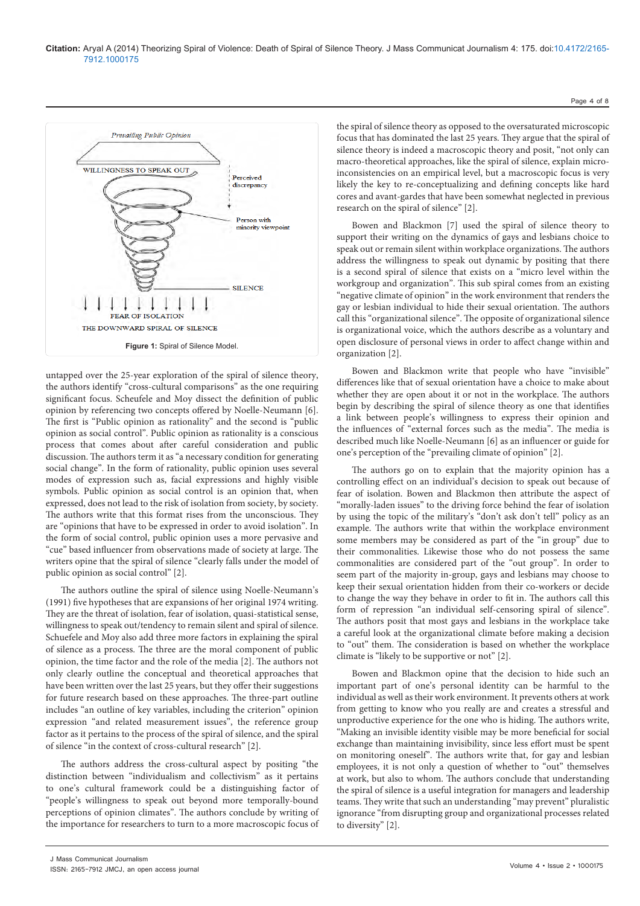Figure 1: Spiral of Silence Model.

untapped over the 25-year exploration of the spiral of silence theory, the authors identify "cross-cultural comparisons" as the one requiring significant focus. Scheufele and Moy dissect the definition of public opinion by referencing two concepts offered by Noelle-Neumann [6]. The first is "Public opinion as rationality" and the second is "public opinion as social control". Public opinion as rationality is a conscious process that comes about after careful consideration and public discussion. The authors term it as "a necessary condition for generating social change". In the form of rationality, public opinion uses several modes of expression such as, facial expressions and highly visible symbols. Public opinion as social control is an opinion that, when expressed, does not lead to the risk of isolation from society, by society. The authors write that this format rises from the unconscious. They are "opinions that have to be expressed in order to avoid isolation". In the form of social control, public opinion uses a more pervasive and "cue" based influencer from observations made of society at large. The writers opine that the spiral of silence "clearly falls under the model of public opinion as social control" [2].

The authors outline the spiral of silence using Noelle-Neumann's (1991) five hypotheses that are expansions of her original 1974 writing. They are the threat of isolation, fear of isolation, quasi-statistical sense, willingness to speak out/tendency to remain silent and spiral of silence. Schuefele and Moy also add three more factors in explaining the spiral of silence as a process. The three are the moral component of public opinion, the time factor and the role of the media [2]. The authors not only clearly outline the conceptual and theoretical approaches that have been written over the last 25 years, but they offer their suggestions for future research based on these approaches. The three-part outline includes "an outline of key variables, including the criterion" opinion expression "and related measurement issues", the reference group factor as it pertains to the process of the spiral of silence, and the spiral of silence "in the context of cross-cultural research" [2].

The authors address the cross-cultural aspect by positing "the distinction between "individualism and collectivism" as it pertains to one's cultural framework could be a distinguishing factor of "people's willingness to speak out beyond more temporally-bound perceptions of opinion climates". The authors conclude by writing of the importance for researchers to turn to a more macroscopic focus of the spiral of silence theory as opposed to the oversaturated microscopic focus that has dominated the last 25 years. They argue that the spiral of silence theory is indeed a macroscopic theory and posit, "not only can macro-theoretical approaches, like the spiral of silence, explain micro-inconsistencies on an empirical level, but a macroscopic focus is very likely the key to re-conceptualizing and defining concepts like hard cores and avant-gardes that have been somewhat neglected in previous research on the spiral of silence" [2].

Bowen and Blackmon [7] used the spiral of silence theory to support their writing on the dynamics of gays and lesbians choice to speak out or remain silent within workplace organizations. The authors address the willingness to speak out dynamic by positing that there is a second spiral of silence that exists on a "micro level within the workgroup and organization". This sub spiral comes from an existing "negative climate of opinion" in the work environment that renders the gay or lesbian individual to hide their sexual orientation. The authors call this "organizational silence". The opposite of organizational silence is organizational voice, which the authors describe as a voluntary and open disclosure of personal views in order to affect change within and organization [2].

Bowen and Blackmon write that people who have "invisible" differences like that of sexual orientation have a choice to make about whether they are open about it or not in the workplace. The authors begin by describing the spiral of silence theory as one that identifies a link between people's willingness to express their opinion and the influences of "external forces such as the media". The media is described much like Noelle-Neumann [6] as an influencer or guide for one's perception of the "prevailing climate of opinion" [2].

The authors go on to explain that the majority opinion has a controlling effect on an individual's decision to speak out because of fear of isolation. Bowen and Blackmon then attribute the aspect of "morally-laden issues" to the driving force behind the fear of isolation by using the topic of the military's "don't ask don't tell" policy as an example. The authors write that within the workplace environment some members may be considered as part of the "in group" due to their commonalities. Likewise those who do not possess the same commonalities are considered part of the "out group". In order to seem part of the majority in-group, gays and lesbians may choose to keep their sexual orientation hidden from their co-workers or decide to change the way they behave in order to fit in. The authors call this form of repression "an individual self-censoring spiral of silence". The authors posit that most gays and lesbians in the workplace take a careful look at the organizational climate before making a decision to "out" them. The consideration is based on whether the workplace climate is "likely to be supportive or not" [2].

Bowen and Blackmon opine that the decision to hide such an important part of one's personal identity can be harmful to the individual as well as their work environment. It prevents others at work from getting to know who you really are and creates a stressful and unproductive experience for the one who is hiding. The authors write, "Making an invisible identity visible may be more beneficial for social exchange than maintaining invisibility, since less effort must be spent on monitoring oneself". The authors write that, for gay and lesbian employees, it is not only a question of whether to "out" themselves at work, but also to whom. The authors conclude that understanding the spiral of silence is a useful integration for managers and leadership teams. They write that such an understanding "may prevent" pluralistic ignorance "from disrupting group and organizational processes related to diversity" [2].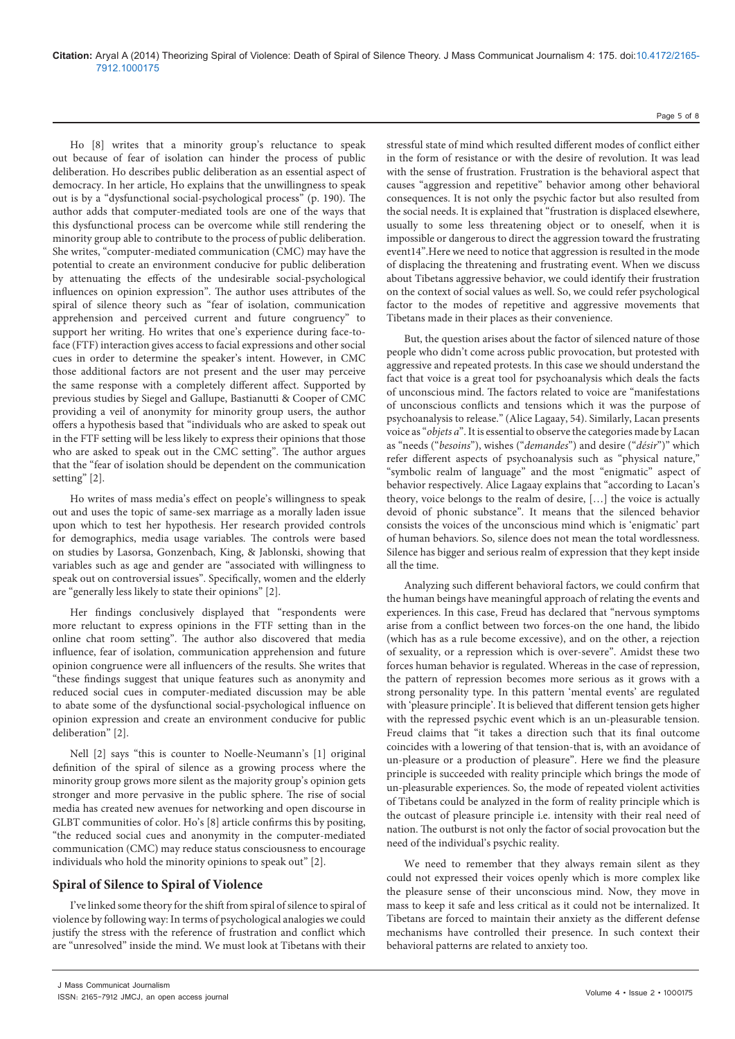Ho [8] writes that a minority group's reluctance to speak out because of fear of isolation can hinder the process of public deliberation. Ho describes public deliberation as an essential aspect of democracy. In her article, Ho explains that the unwillingness to speak out is by a "dysfunctional social-psychological process" (p. 190). The author adds that computer-mediated tools are one of the ways that this dysfunctional process can be overcome while still rendering the minority group able to contribute to the process of public deliberation. She writes, "computer-mediated communication (CMC) may have the potential to create an environment conducive for public deliberation by attenuating the effects of the undesirable social-psychological influences on opinion expression". The author uses attributes of the spiral of silence theory such as "fear of isolation, communication apprehension and perceived current and future congruency" to support her writing. Ho writes that one's experience during face-to-face (FTF) interaction gives access to facial expressions and other social cues in order to determine the speaker's intent. However, in CMC those additional factors are not present and the user may perceive the same response with a completely different affect. Supported by previous studies by Siegel and Gallupe, Bastianutti & Cooper of CMC providing a veil of anonymity for minority group users, the author offers a hypothesis based that "individuals who are asked to speak out in the FTF setting will be less likely to express their opinions that those who are asked to speak out in the CMC setting". The author argues that the "fear of isolation should be dependent on the communication setting" [2].

Ho writes of mass media's effect on people's willingness to speak out and uses the topic of same-sex marriage as a morally laden issue upon which to test her hypothesis. Her research provided controls for demographics, media usage variables. The controls were based on studies by Lasorsa, Gonzenbach, King, & Jablonski, showing that variables such as age and gender are "associated with willingness to speak out on controversial issues". Specifically, women and the elderly are "generally less likely to state their opinions" [2].

Her findings conclusively displayed that "respondents were more reluctant to express opinions in the FTF setting than in the online chat room setting". The author also discovered that media influence, fear of isolation, communication apprehension and future opinion congruence were all influencers of the results. She writes that "these findings suggest that unique features such as anonymity and reduced social cues in computer-mediated discussion may be able to abate some of the dysfunctional social-psychological influence on opinion expression and create an environment conducive for public deliberation" [2].

Nell [2] says "this is counter to Noelle-Neumann's [1] original definition of the spiral of silence as a growing process where the minority group grows more silent as the majority group's opinion gets stronger and more pervasive in the public sphere. The rise of social media has created new avenues for networking and open discourse in GLBT communities of color. Ho's [8] article confirms this by positing, "the reduced social cues and anonymity in the computer-mediated communication (CMC) may reduce status consciousness to encourage individuals who hold the minority opinions to speak out" [2].

## Spiral of Silence to Spiral of Violence

I've linked some theory for the shift from spiral of silence to spiral of violence by following way: In terms of psychological analogies we could justify the stress with the reference of frustration and conflict which are "unresolved" inside the mind. We must look at Tibetans with their stressful state of mind which resulted different modes of conflict either in the form of resistance or with the desire of revolution. It was lead with the sense of frustration. Frustration is the behavioral aspect that causes "aggression and repetitive" behavior among other behavioral consequences. It is not only the psychic factor but also resulted from the social needs. It is explained that "frustration is displaced elsewhere, usually to some less threatening object or to oneself, when it is impossible or dangerous to direct the aggression toward the frustrating event14".Here we need to notice that aggression is resulted in the mode of displacing the threatening and frustrating event. When we discuss about Tibetans aggressive behavior, we could identify their frustration on the context of social values as well. So, we could refer psychological factor to the modes of repetitive and aggressive movements that Tibetans made in their places as their convenience.

But, the question arises about the factor of silenced nature of those people who didn't come across public provocation, but protested with aggressive and repeated protests. In this case we should understand the fact that voice is a great tool for psychoanalysis which deals the facts of unconscious mind. The factors related to voice are "manifestations of unconscious conflicts and tensions which it was the purpose of psychoanalysis to release." (Alice Lagaay, 54). Similarly, Lacan presents voice as "*objets a*". It is essential to observe the categories made by Lacan as "needs ("*besoins*"), wishes ("*demandes*") and desire ("*désir*")" which refer different aspects of psychoanalysis such as "physical nature," "symbolic realm of language" and the most "enigmatic" aspect of behavior respectively. Alice Lagaay explains that "according to Lacan's theory, voice belongs to the realm of desire, [...] the voice is actually devoid of phonic substance". It means that the silenced behavior consists the voices of the unconscious mind which is 'enigmatic' part of human behaviors. So, silence does not mean the total wordlessness. Silence has bigger and serious realm of expression that they kept inside all the time.

Analyzing such different behavioral factors, we could confirm that the human beings have meaningful approach of relating the events and experiences. In this case, Freud has declared that "nervous symptoms arise from a conflict between two forces-on the one hand, the libido (which has as a rule become excessive), and on the other, a rejection of sexuality, or a repression which is over-severe". Amidst these two forces human behavior is regulated. Whereas in the case of repression, the pattern of repression becomes more serious as it grows with a strong personality type. In this pattern 'mental events' are regulated with 'pleasure principle'. It is believed that different tension gets higher with the repressed psychic event which is an un-pleasurable tension. Freud claims that "it takes a direction such that its final outcome coincides with a lowering of that tension-that is, with an avoidance of un-pleasure or a production of pleasure". Here we find the pleasure principle is succeeded with reality principle which brings the mode of un-pleasurable experiences. So, the mode of repeated violent activities of Tibetans could be analyzed in the form of reality principle which is the outcast of pleasure principle i.e. intensity with their real need of nation. The outburst is not only the factor of social provocation but the need of the individual's psychic reality.

We need to remember that they always remain silent as they could not expressed their voices openly which is more complex like the pleasure sense of their unconscious mind. Now, they move in mass to keep it safe and less critical as it could not be internalized. It Tibetans are forced to maintain their anxiety as the different defense mechanisms have controlled their presence. In such context their behavioral patterns are related to anxiety too.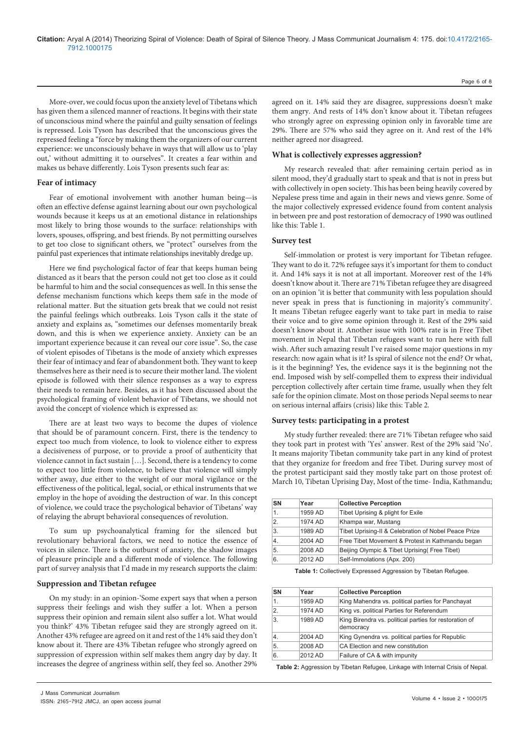More-over, we could focus upon the anxiety level of Tibetans which has given them a silenced manner of reactions. It begins with their state of unconscious mind where the painful and guilty sensation of feelings is repressed. Lois Tyson has described that the unconscious gives the repressed feeling a "force by making them the organizers of our current experience: we unconsciously behave in ways that will allow us to 'play out,' without admitting it to ourselves". It creates a fear within and makes us behave differently. Lois Tyson presents such fear as:

### Fear of intimacy

Fear of emotional involvement with another human being—is often an effective defense against learning about our own psychological wounds because it keeps us at an emotional distance in relationships most likely to bring those wounds to the surface: relationships with lovers, spouses, offspring, and best friends. By not permitting ourselves to get too close to significant others, we "protect" ourselves from the painful past experiences that intimate relationships inevitably dredge up.

Here we find psychological factor of fear that keeps human being distanced as it bears that the person could not get too close as it could be harmful to him and the social consequences as well. In this sense the defense mechanism functions which keeps them safe in the mode of relational matter. But the situation gets break that we could not resist the painful feelings which outbreaks. Lois Tyson calls it the state of anxiety and explains as, "sometimes our defenses momentarily break down, and this is when we experience anxiety. Anxiety can be an important experience because it can reveal our core issue". So, the case of violent episodes of Tibetans is the mode of anxiety which expresses their fear of intimacy and fear of abandonment both. They want to keep themselves here as their need is to secure their mother land. The violent episode is followed with their silence responses as a way to express their needs to remain here. Besides, as it has been discussed about the psychological framing of violent behavior of Tibetans, we should not avoid the concept of violence which is expressed as:

There are at least two ways to become the dupes of violence that should be of paramount concern. First, there is the tendency to expect too much from violence, to look to violence either to express a decisiveness of purpose, or to provide a proof of authenticity that violence cannot in fact sustain […]. Second, there is a tendency to come to expect too little from violence, to believe that violence will simply wither away, due either to the weight of our moral vigilance or the effectiveness of the political, legal, social, or ethical instruments that we employ in the hope of avoiding the destruction of war. In this concept of violence, we could trace the psychological behavior of Tibetans' way of relaying the abrupt behavioral consequences of revolution.

To sum up psychoanalytical framing for the silenced but revolutionary behavioral factors, we need to notice the essence of voices in silence. There is the outburst of anxiety, the shadow images of pleasure principle and a different mode of violence. The following part of survey analysis that I'd made in my research supports the claim:

### Suppression and Tibetan refugee

On my study: in an opinion-'Some expert says that when a person suppress their feelings and wish they suffer a lot. When a person suppress their opinion and remain silent also suffer a lot. What would you think?' 43% Tibetan refugee said they are strongly agreed on it. Another 43% refugee are agreed on it and rest of the 14% said they don't know about it. There are 43% Tibetan refugee who strongly agreed on suppression of expression within self makes them angry day by day. It increases the degree of angriness within self, they feel so. Another 29% agreed on it. 14% said they are disagree, suppressions doesn't make them angry. And rests of 14% don't know about it. Tibetan refugees who strongly agree on expressing opinion only in favorable time are 29%. There are 57% who said they agree on it. And rest of the 14% neither agreed nor disagreed.

### What is collectively expresses aggression?

My research revealed that: after remaining certain period as in silent mood, they'd gradually start to speak and that is not in press but with collectively in open society. This has been being heavily covered by Nepalese press time and again in their news and views genre. Some of the major collectively expressed evidence found from content analysis in between pre and post restoration of democracy of 1990 was outlined like this: Table 1.

### Survey test

Self-immolation or protest is very important for Tibetan refugee. They want to do it. 72% refugee says it's important for them to conduct it. And 14% says it is not at all important. Moreover rest of the 14% doesn't know about it. There are 71% Tibetan refugee they are disagreed on an opinion 'it is better that community with less population should never speak in press that is functioning in majority's community'. It means Tibetan refugee eagerly want to take part in media to raise their voice and to give some opinion through it. Rest of the 29% said doesn't know about it. Another issue with 100% rate is in Free Tibet movement in Nepal that Tibetan refugees want to run here with full wish. After such amazing result I've raised some major questions in my research: now again what is it? Is spiral of silence not the end? Or what, is it the beginning? Yes, the evidence says it is the beginning not the end. Imposed wish by self-compelled them to express their individual perception collectively after certain time frame, usually when they felt safe for the opinion climate. Most on those periods Nepal seems to near on serious internal affairs (crisis) like this: Table 2.

### Survey tests: participating in a protest

My study further revealed: there are 71% Tibetan refugee who said they took part in protest with 'Yes' answer. Rest of the 29% said 'No'. It means majority Tibetan community take part in any kind of protest that they organize for freedom and free Tibet. During survey most of the protest participant said they mostly take part on those protest of: March 10, Tibetan Uprising Day, Most of the time- India, Kathmandu;

| SN | Year | Collective Perception |
|---|---|---|
| 1. | 1959 AD | Tibet Uprising & plight for Exile |
| 2. | 1974 AD | Khampa war, Mustang |
| 3. | 1989 AD | Tibet Uprising-II & Celebration of Nobel Peace Prize |
| 4. | 2004 AD | Free Tibet Movement & Protest in Kathmandu began |
| 5. | 2008 AD | Beijing Olympic & Tibet Uprising( Free Tibet) |
| 6. | 2012 AD | Self-Immolations (Apx. 200) |

**Table 1:** Collectively Expressed Aggression by Tibetan Refugee.

| SN | Year | Collective Perception |
|---|---|---|
| 1. | 1959 AD | King Mahendra vs. political parties for Panchayat |
| 2. | 1974 AD | King vs. political Parties for Referendum |
| 3. | 1989 AD | King Birendra vs. political parties for restoration of democracy |
| 4. | 2004 AD | King Gynendra vs. political parties for Republic |
| 5. | 2008 AD | CA Election and new constitution |
| 6. | 2012 AD | Failure of CA & with impunity |

**Table 2:** Aggression by Tibetan Refugee, Linkage with Internal Crisis of Nepal.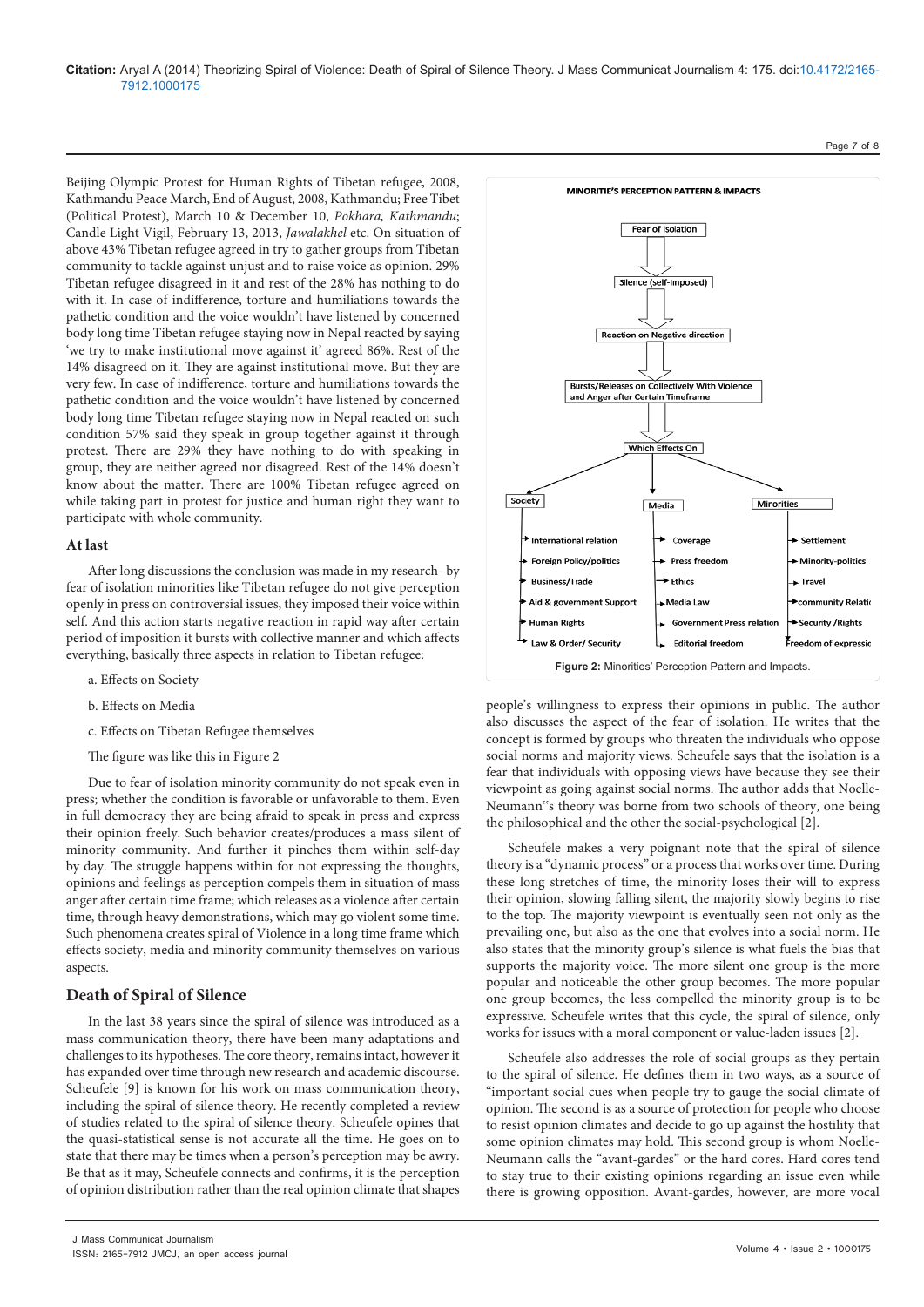Beijing Olympic Protest for Human Rights of Tibetan refugee, 2008, Kathmandu Peace March, End of August, 2008, Kathmandu; Free Tibet (Political Protest), March 10 & December 10, *Pokhara, Kathmandu*; Candle Light Vigil, February 13, 2013, *Jawalakhel* etc. On situation of above 43% Tibetan refugee agreed in try to gather groups from Tibetan community to tackle against unjust and to raise voice as opinion. 29% Tibetan refugee disagreed in it and rest of the 28% has nothing to do with it. In case of indifference, torture and humiliations towards the pathetic condition and the voice wouldn't have listened by concerned body long time Tibetan refugee staying now in Nepal reacted by saying 'we try to make institutional move against it' agreed 86%. Rest of the 14% disagreed on it. They are against institutional move. But they are very few. In case of indifference, torture and humiliations towards the pathetic condition and the voice wouldn't have listened by concerned body long time Tibetan refugee staying now in Nepal reacted on such condition 57% said they speak in group together against it through protest. There are 29% they have nothing to do with speaking in group, they are neither agreed nor disagreed. Rest of the 14% doesn't know about the matter. There are 100% Tibetan refugee agreed on while taking part in protest for justice and human right they want to participate with whole community.

### At last

After long discussions the conclusion was made in my research- by fear of isolation minorities like Tibetan refugee do not give perception openly in press on controversial issues, they imposed their voice within self. And this action starts negative reaction in rapid way after certain period of imposition it bursts with collective manner and which affects everything, basically three aspects in relation to Tibetan refugee:

a. Effects on Society

b. Effects on Media

c. Effects on Tibetan Refugee themselves

The figure was like this in Figure 2

MINORITIE'S PERCEPTION PATTERN & IMPACTS

Fear of Isolation → Silence (self-imposed) → Reaction on Negative direction → Bursts/Releases on Collectively With Violence and Anger after Certain Timeframe → Which Effects On

| Society | Media | Minorities |
| --- | --- | --- |
| International relation | Coverage | Settlement |
| Foreign Policy/politics | Press freedom | Minority-politics |
| Business/Trade | Ethics | Travel |
| Aid & government Support | Media Law | community Relatio |
| Human Rights | Government Press relation | Security /Rights |
| Law & Order/ Security | Editorial freedom | Freedom of expressio |

**Figure 2:** Minorities' Perception Pattern and Impacts.

Due to fear of isolation minority community do not speak even in press; whether the condition is favorable or unfavorable to them. Even in full democracy they are being afraid to speak in press and express their opinion freely. Such behavior creates/produces a mass silent of minority community. And further it pinches them within self-day by day. The struggle happens within for not expressing the thoughts, opinions and feelings as perception compels them in situation of mass anger after certain time frame; which releases as a violence after certain time, through heavy demonstrations, which may go violent some time. Such phenomena creates spiral of Violence in a long time frame which effects society, media and minority community themselves on various aspects.

## Death of Spiral of Silence

In the last 38 years since the spiral of silence was introduced as a mass communication theory, there have been many adaptations and challenges to its hypotheses. The core theory, remains intact, however it has expanded over time through new research and academic discourse. Scheufele [9] is known for his work on mass communication theory, including the spiral of silence theory. He recently completed a review of studies related to the spiral of silence theory. Scheufele opines that the quasi-statistical sense is not accurate all the time. He goes on to state that there may be times when a person's perception may be awry. Be that as it may, Scheufele connects and confirms, it is the perception of opinion distribution rather than the real opinion climate that shapes people's willingness to express their opinions in public. The author also discusses the aspect of the fear of isolation. He writes that the concept is formed by groups who threaten the individuals who oppose social norms and majority views. Scheufele says that the isolation is a fear that individuals with opposing views have because they see their viewpoint as going against social norms. The author adds that Noelle-Neumann"s theory was borne from two schools of theory, one being the philosophical and the other the social-psychological [2].

Scheufele makes a very poignant note that the spiral of silence theory is a "dynamic process" or a process that works over time. During these long stretches of time, the minority loses their will to express their opinion, slowing falling silent, the majority slowly begins to rise to the top. The majority viewpoint is eventually seen not only as the prevailing one, but also as the one that evolves into a social norm. He also states that the minority group's silence is what fuels the bias that supports the majority voice. The more silent one group is the more popular and noticeable the other group becomes. The more popular one group becomes, the less compelled the minority group is to be expressive. Scheufele writes that this cycle, the spiral of silence, only works for issues with a moral component or value-laden issues [2].

Scheufele also addresses the role of social groups as they pertain to the spiral of silence. He defines them in two ways, as a source of "important social cues when people try to gauge the social climate of opinion. The second is as a source of protection for people who choose to resist opinion climates and decide to go up against the hostility that some opinion climates may hold. This second group is whom Noelle-Neumann calls the "avant-gardes" or the hard cores. Hard cores tend to stay true to their existing opinions regarding an issue even while there is growing opposition. Avant-gardes, however, are more vocal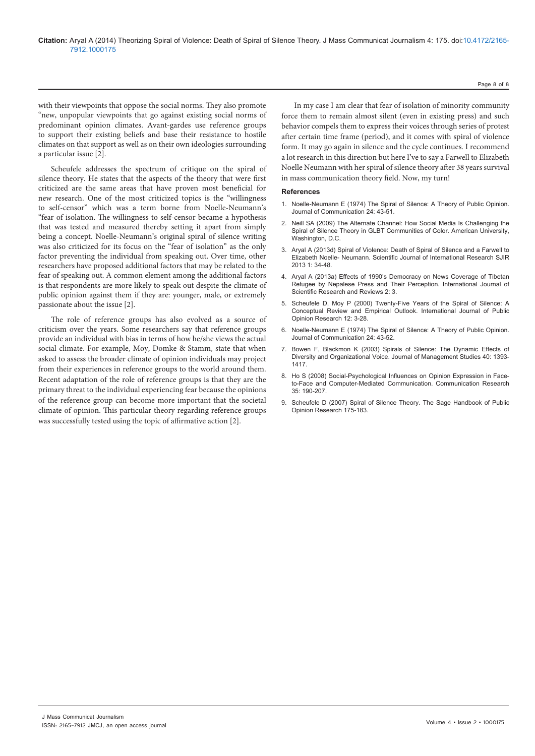with their viewpoints that oppose the social norms. They also promote "new, unpopular viewpoints that go against existing social norms of predominant opinion climates. Avant-gardes use reference groups to support their existing beliefs and base their resistance to hostile climates on that support as well as on their own ideologies surrounding a particular issue [2].

Scheufele addresses the spectrum of critique on the spiral of silence theory. He states that the aspects of the theory that were first criticized are the same areas that have proven most beneficial for new research. One of the most criticized topics is the "willingness to self-censor" which was a term borne from Noelle-Neumann's "fear of isolation. The willingness to self-censor became a hypothesis that was tested and measured thereby setting it apart from simply being a concept. Noelle-Neumann's original spiral of silence writing was also criticized for its focus on the "fear of isolation" as the only factor preventing the individual from speaking out. Over time, other researchers have proposed additional factors that may be related to the fear of speaking out. A common element among the additional factors is that respondents are more likely to speak out despite the climate of public opinion against them if they are: younger, male, or extremely passionate about the issue [2].

The role of reference groups has also evolved as a source of criticism over the years. Some researchers say that reference groups provide an individual with bias in terms of how he/she views the actual social climate. For example, Moy, Domke & Stamm, state that when asked to assess the broader climate of opinion individuals may project from their experiences in reference groups to the world around them. Recent adaptation of the role of reference groups is that they are the primary threat to the individual experiencing fear because the opinions of the reference group can become more important that the societal climate of opinion. This particular theory regarding reference groups was successfully tested using the topic of affirmative action [2].

In my case I am clear that fear of isolation of minority community force them to remain almost silent (even in existing press) and such behavior compels them to express their voices through series of protest after certain time frame (period), and it comes with spiral of violence form. It may go again in silence and the cycle continues. I recommend a lot research in this direction but here I've to say a Farwell to Elizabeth Noelle Neumann with her spiral of silence theory after 38 years survival in mass communication theory field. Now, my turn!

## References

1. Noelle-Neumann E (1974) The Spiral of Silence: A Theory of Public Opinion. Journal of Communication 24: 43-51.
2. Neill SA (2009) The Alternate Channel: How Social Media Is Challenging the Spiral of Silence Theory in GLBT Communities of Color. American University, Washington, D.C.
3. Aryal A (2013d) Spiral of Violence: Death of Spiral of Silence and a Farwell to Elizabeth Noelle- Neumann. Scientific Journal of International Research SJIR 2013 1: 34-48.
4. Aryal A (2013a) Effects of 1990's Democracy on News Coverage of Tibetan Refugee by Nepalese Press and Their Perception. International Journal of Scientific Research and Reviews 2: 3.
5. Scheufele D, Moy P (2000) Twenty-Five Years of the Spiral of Silence: A Conceptual Review and Empirical Outlook. International Journal of Public Opinion Research 12: 3-28.
6. Noelle-Neumann E (1974) The Spiral of Silence: A Theory of Public Opinion. Journal of Communication 24: 43-52.
7. Bowen F, Blackmon K (2003) Spirals of Silence: The Dynamic Effects of Diversity and Organizational Voice. Journal of Management Studies 40: 1393-1417.
8. Ho S (2008) Social-Psychological Influences on Opinion Expression in Face-to-Face and Computer-Mediated Communication. Communication Research 35: 190-207.
9. Scheufele D (2007) Spiral of Silence Theory. The Sage Handbook of Public Opinion Research 175-183.